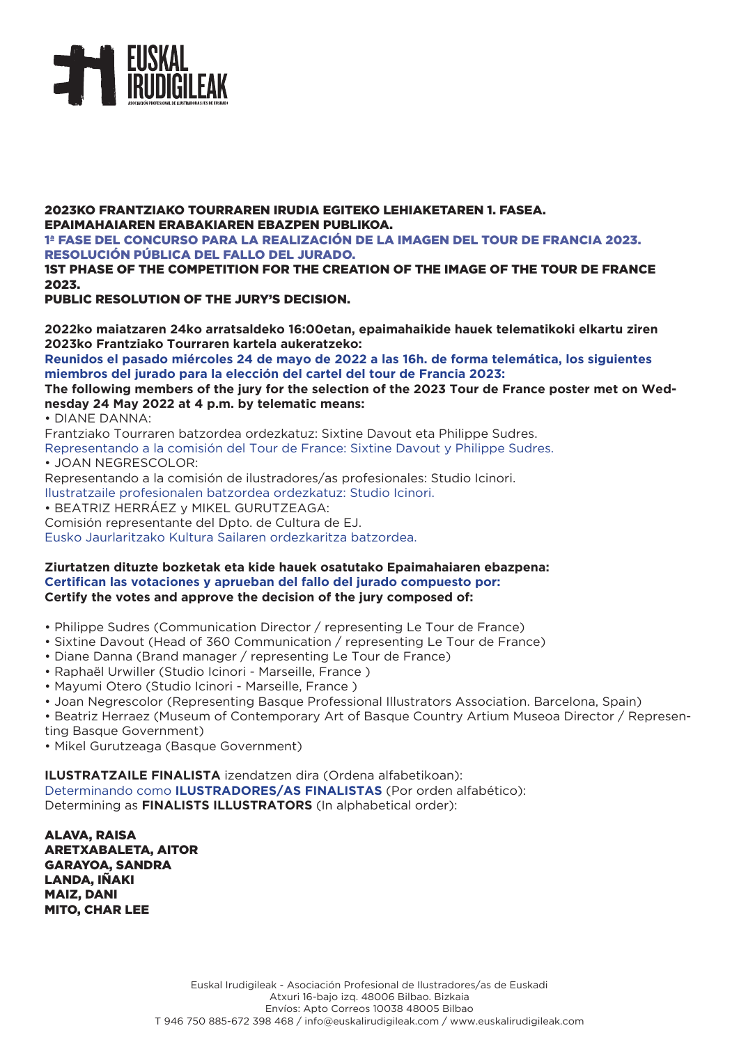**EUSKAL IRUDIGILEAK**

ASOCIACIÓN PROFESIONAL DE ILUSTRADORAS/ES DE EUSKADI

**2023KO FRANTZIAKO TOURRAREN IRUDIA EGITEKO LEHIAKETAREN 1. FASEA.**
**EPAIMAHAIAREN ERABAKIAREN EBAZPEN PUBLIKOA.**

**1ª FASE DEL CONCURSO PARA LA REALIZACIÓN DE LA IMAGEN DEL TOUR DE FRANCIA 2023.**
**RESOLUCIÓN PÚBLICA DEL FALLO DEL JURADO.**

**1ST PHASE OF THE COMPETITION FOR THE CREATION OF THE IMAGE OF THE TOUR DE FRANCE 2023.**
**PUBLIC RESOLUTION OF THE JURY'S DECISION.**

**2022ko maiatzaren 24ko arratsaldeko 16:00etan, epaimahaikide hauek telematikoki elkartu ziren 2023ko Frantziako Tourraren kartela aukeratzeko:**
**Reunidos el pasado miércoles 24 de mayo de 2022 a las 16h. de forma telemática, los siguientes miembros del jurado para la elección del cartel del tour de Francia 2023:**
**The following members of the jury for the selection of the 2023 Tour de France poster met on Wednesday 24 May 2022 at 4 p.m. by telematic means:**

- DIANE DANNA:
Frantziako Tourraren batzordea ordezkatuz: Sixtine Davout eta Philippe Sudres.
Representando a la comisión del Tour de France: Sixtine Davout y Philippe Sudres.
- JOAN NEGRESCOLOR:
Representando a la comisión de ilustradores/as profesionales: Studio Icinori.
Ilustratzaile profesionalen batzordea ordezkatuz: Studio Icinori.
- BEATRIZ HERRÁEZ y MIKEL GURUTZEAGA:
Comisión representante del Dpto. de Cultura de EJ.
Eusko Jaurlaritzako Kultura Sailaren ordezkaritza batzordea.

**Ziurtatzen dituzte bozketak eta kide hauek osatutako Epaimahaiaren ebazpena:**
**Certifican las votaciones y aprueban del fallo del jurado compuesto por:**
**Certify the votes and approve the decision of the jury composed of:**

- Philippe Sudres (Communication Director / representing Le Tour de France)
- Sixtine Davout (Head of 360 Communication / representing Le Tour de France)
- Diane Danna (Brand manager / representing Le Tour de France)
- Raphaël Urwiller (Studio Icinori - Marseille, France )
- Mayumi Otero (Studio Icinori - Marseille, France )
- Joan Negrescolor (Representing Basque Professional Illustrators Association. Barcelona, Spain)
- Beatriz Herraez (Museum of Contemporary Art of Basque Country Artium Museoa Director / Representing Basque Government)
- Mikel Gurutzeaga (Basque Government)

**ILUSTRATZAILE FINALISTA** izendatzen dira (Ordena alfabetikoan):
Determinando como **ILUSTRADORES/AS FINALISTAS** (Por orden alfabético):
Determining as **FINALISTS ILLUSTRATORS** (In alphabetical order):

**ALAVA, RAISA**
**ARETXABALETA, AITOR**
**GARAYOA, SANDRA**
**LANDA, IÑAKI**
**MAIZ, DANI**
**MITO, CHAR LEE**

Euskal Irudigileak - Asociación Profesional de Ilustradores/as de Euskadi
Atxuri 16-bajo izq. 48006 Bilbao. Bizkaia
Envíos: Apto Correos 10038 48005 Bilbao
T 946 750 885-672 398 468 / info@euskalirudigileak.com / www.euskalirudigileak.com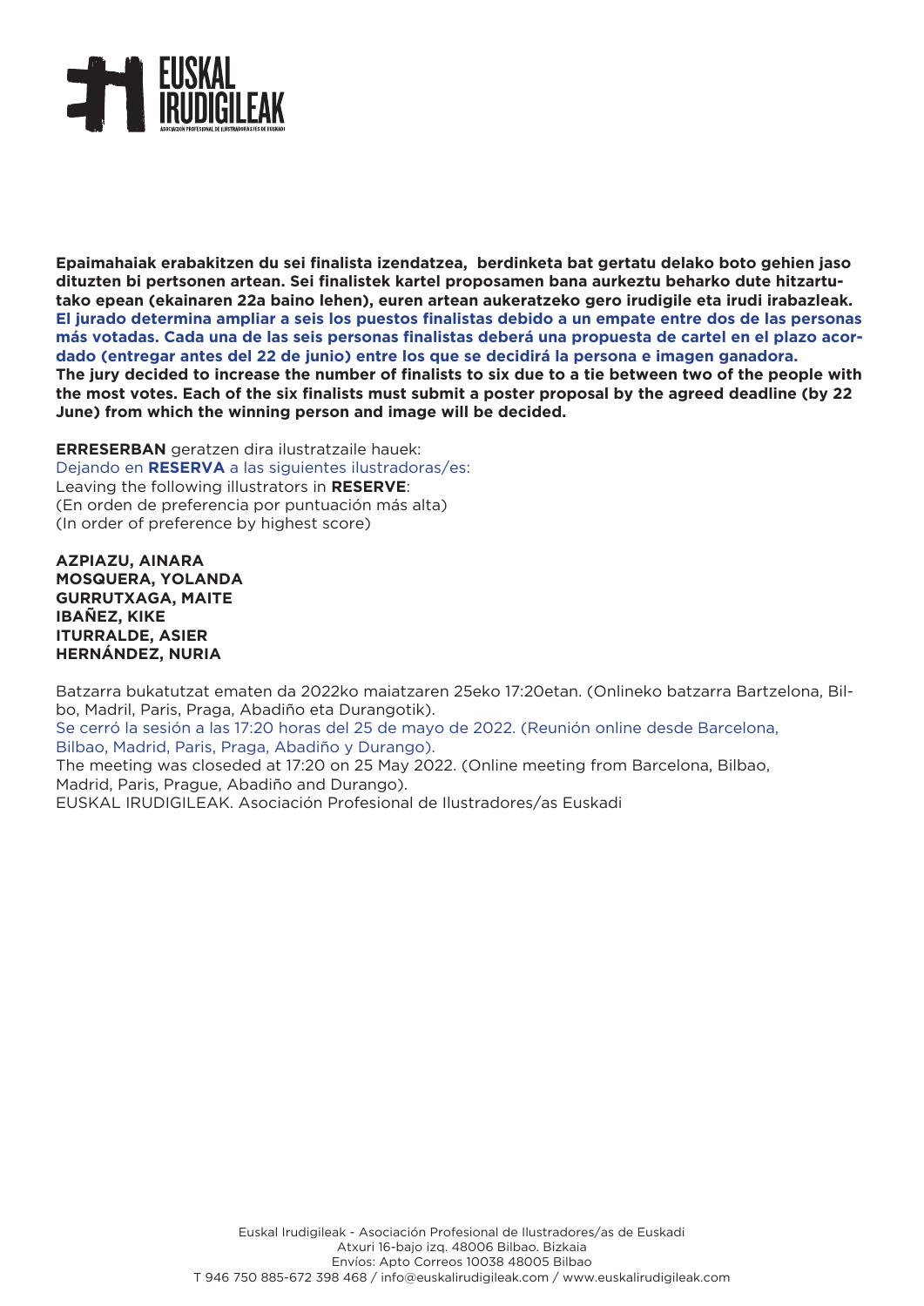**Epaimahaiak erabakitzen du sei finalista izendatzea, berdinketa bat gertatu delako boto gehien jaso dituzten bi pertsonen artean. Sei finalistek kartel proposamen bana aurkeztu beharko dute hitzartutako epean (ekainaren 22a baino lehen), euren artean aukeratzeko gero irudigile eta irudi irabazleak.**
**El jurado determina ampliar a seis los puestos finalistas debido a un empate entre dos de las personas más votadas. Cada una de las seis personas finalistas deberá una propuesta de cartel en el plazo acordado (entregar antes del 22 de junio) entre los que se decidirá la persona e imagen ganadora.**
**The jury decided to increase the number of finalists to six due to a tie between two of the people with the most votes. Each of the six finalists must submit a poster proposal by the agreed deadline (by 22 June) from which the winning person and image will be decided.**

**ERRESERBAN** geratzen dira ilustratzaile hauek:
Dejando en **RESERVA** a las siguientes ilustradoras/es:
Leaving the following illustrators in **RESERVE**:
(En orden de preferencia por puntuación más alta)
(In order of preference by highest score)

**AZPIAZU, AINARA**
**MOSQUERA, YOLANDA**
**GURRUTXAGA, MAITE**
**IBAÑEZ, KIKE**
**ITURRALDE, ASIER**
**HERNÁNDEZ, NURIA**

Batzarra bukatutzat ematen da 2022ko maiatzaren 25eko 17:20etan. (Onlineko batzarra Bartzelona, Bilbo, Madril, Paris, Praga, Abadiño eta Durangotik).
Se cerró la sesión a las 17:20 horas del 25 de mayo de 2022. (Reunión online desde Barcelona, Bilbao, Madrid, Paris, Praga, Abadiño y Durango).
The meeting was closeded at 17:20 on 25 May 2022. (Online meeting from Barcelona, Bilbao, Madrid, Paris, Prague, Abadiño and Durango).
EUSKAL IRUDIGILEAK. Asociación Profesional de Ilustradores/as Euskadi